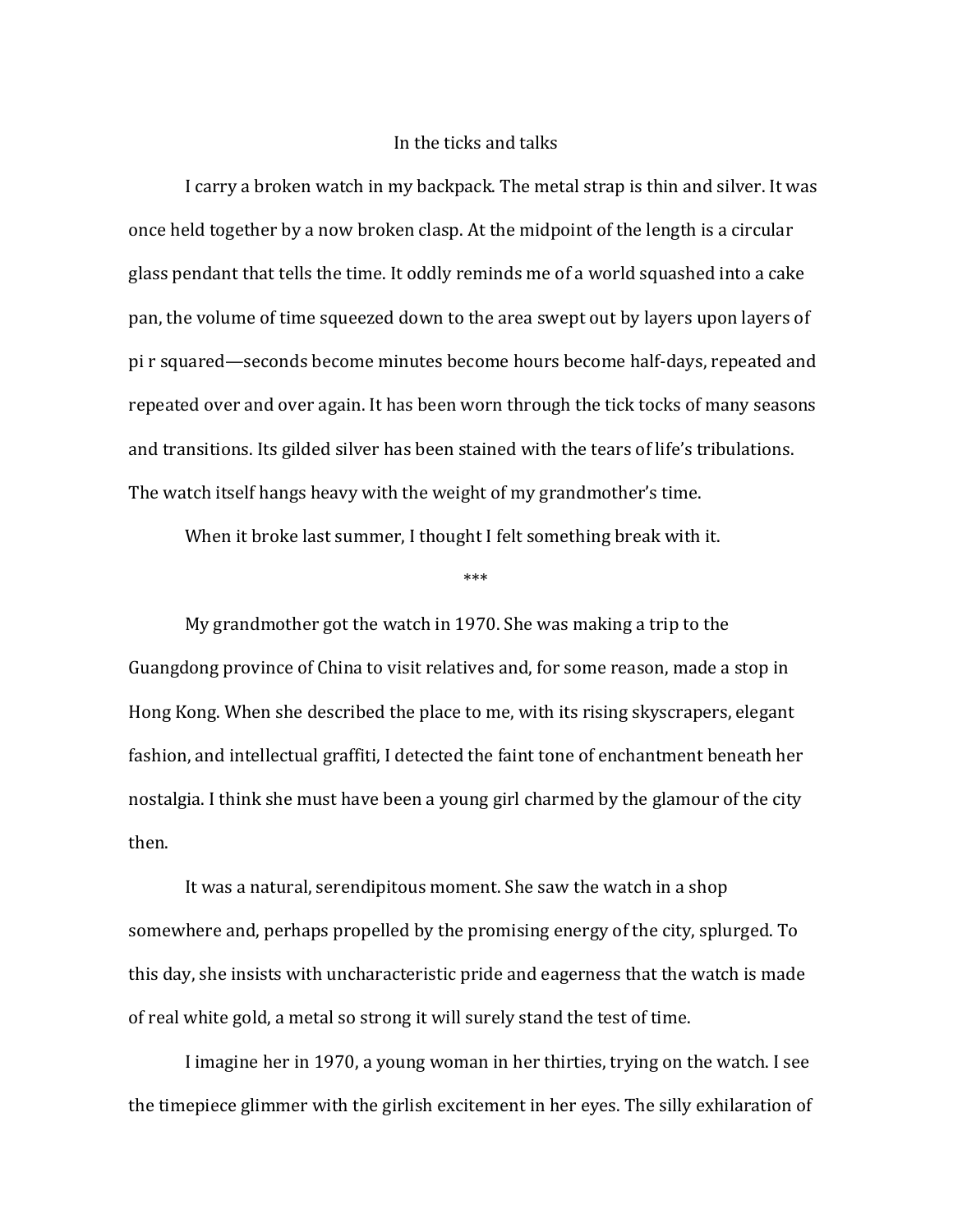# In the ticks and talks

I carry a broken watch in my backpack. The metal strap is thin and silver. It was once held together by a now broken clasp. At the midpoint of the length is a circular glass pendant that tells the time. It oddly reminds me of a world squashed into a cake pan, the volume of time squeezed down to the area swept out by layers upon layers of pi r squared—seconds become minutes become hours become half-days, repeated and repeated over and over again. It has been worn through the tick tocks of many seasons and transitions. Its gilded silver has been stained with the tears of life's tribulations. The watch itself hangs heavy with the weight of my grandmother's time.

When it broke last summer, I thought I felt something break with it.

***

My grandmother got the watch in 1970. She was making a trip to the Guangdong province of China to visit relatives and, for some reason, made a stop in Hong Kong. When she described the place to me, with its rising skyscrapers, elegant fashion, and intellectual graffiti, I detected the faint tone of enchantment beneath her nostalgia. I think she must have been a young girl charmed by the glamour of the city then.

It was a natural, serendipitous moment. She saw the watch in a shop somewhere and, perhaps propelled by the promising energy of the city, splurged. To this day, she insists with uncharacteristic pride and eagerness that the watch is made of real white gold, a metal so strong it will surely stand the test of time.

I imagine her in 1970, a young woman in her thirties, trying on the watch. I see the timepiece glimmer with the girlish excitement in her eyes. The silly exhilaration of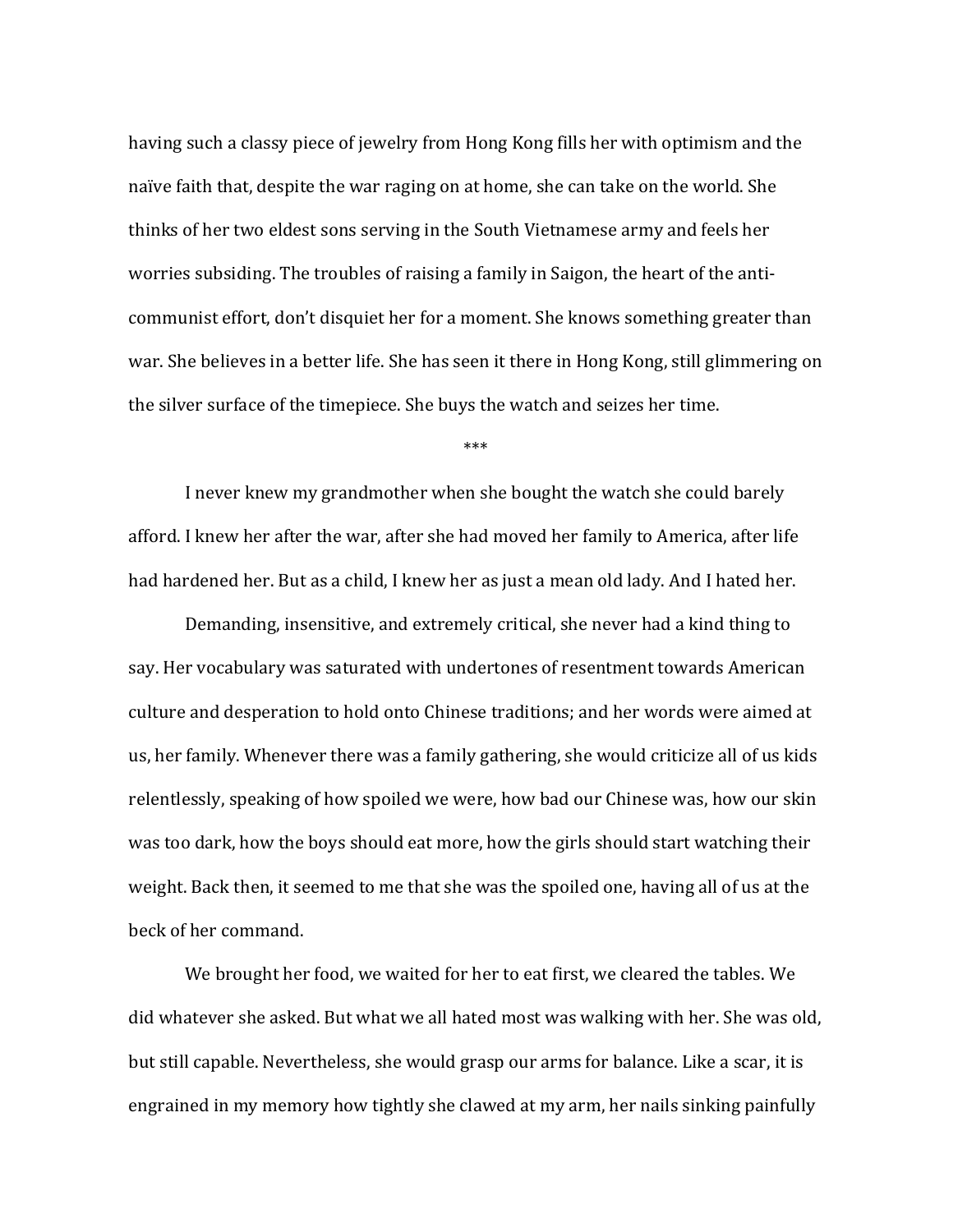having such a classy piece of jewelry from Hong Kong fills her with optimism and the naïve faith that, despite the war raging on at home, she can take on the world. She thinks of her two eldest sons serving in the South Vietnamese army and feels her worries subsiding. The troubles of raising a family in Saigon, the heart of the anti-communist effort, don't disquiet her for a moment. She knows something greater than war. She believes in a better life. She has seen it there in Hong Kong, still glimmering on the silver surface of the timepiece. She buys the watch and seizes her time.

***

I never knew my grandmother when she bought the watch she could barely afford. I knew her after the war, after she had moved her family to America, after life had hardened her. But as a child, I knew her as just a mean old lady. And I hated her.

Demanding, insensitive, and extremely critical, she never had a kind thing to say. Her vocabulary was saturated with undertones of resentment towards American culture and desperation to hold onto Chinese traditions; and her words were aimed at us, her family. Whenever there was a family gathering, she would criticize all of us kids relentlessly, speaking of how spoiled we were, how bad our Chinese was, how our skin was too dark, how the boys should eat more, how the girls should start watching their weight. Back then, it seemed to me that she was the spoiled one, having all of us at the beck of her command.

We brought her food, we waited for her to eat first, we cleared the tables. We did whatever she asked. But what we all hated most was walking with her. She was old, but still capable. Nevertheless, she would grasp our arms for balance. Like a scar, it is engrained in my memory how tightly she clawed at my arm, her nails sinking painfully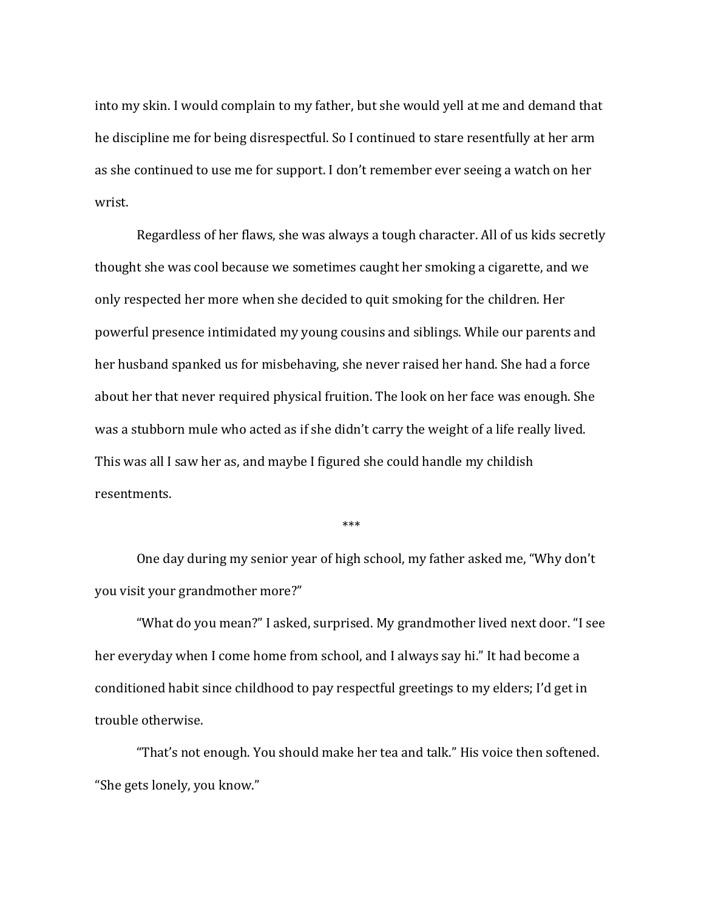into my skin. I would complain to my father, but she would yell at me and demand that he discipline me for being disrespectful. So I continued to stare resentfully at her arm as she continued to use me for support. I don't remember ever seeing a watch on her wrist.

Regardless of her flaws, she was always a tough character. All of us kids secretly thought she was cool because we sometimes caught her smoking a cigarette, and we only respected her more when she decided to quit smoking for the children. Her powerful presence intimidated my young cousins and siblings. While our parents and her husband spanked us for misbehaving, she never raised her hand. She had a force about her that never required physical fruition. The look on her face was enough. She was a stubborn mule who acted as if she didn't carry the weight of a life really lived. This was all I saw her as, and maybe I figured she could handle my childish resentments.

***

One day during my senior year of high school, my father asked me, "Why don't you visit your grandmother more?"

"What do you mean?" I asked, surprised. My grandmother lived next door. "I see her everyday when I come home from school, and I always say hi." It had become a conditioned habit since childhood to pay respectful greetings to my elders; I'd get in trouble otherwise.

"That's not enough. You should make her tea and talk." His voice then softened. "She gets lonely, you know."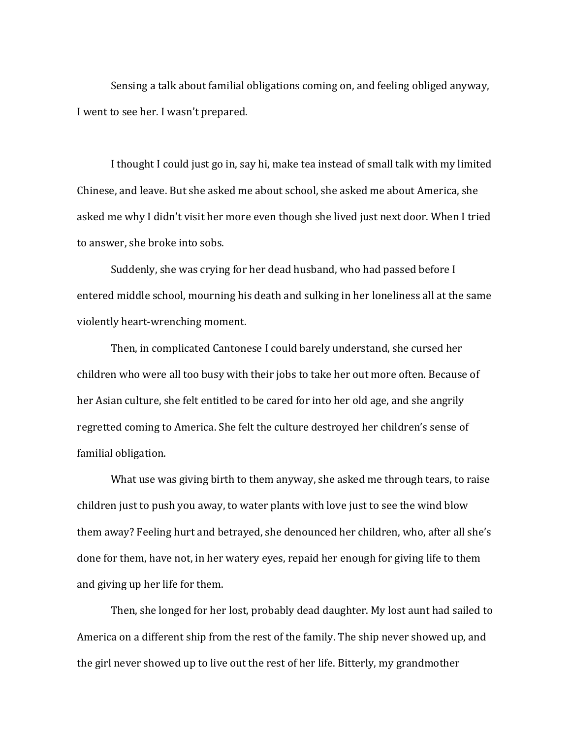Sensing a talk about familial obligations coming on, and feeling obliged anyway, I went to see her. I wasn't prepared.

I thought I could just go in, say hi, make tea instead of small talk with my limited Chinese, and leave. But she asked me about school, she asked me about America, she asked me why I didn't visit her more even though she lived just next door. When I tried to answer, she broke into sobs.

Suddenly, she was crying for her dead husband, who had passed before I entered middle school, mourning his death and sulking in her loneliness all at the same violently heart-wrenching moment.

Then, in complicated Cantonese I could barely understand, she cursed her children who were all too busy with their jobs to take her out more often. Because of her Asian culture, she felt entitled to be cared for into her old age, and she angrily regretted coming to America. She felt the culture destroyed her children's sense of familial obligation.

What use was giving birth to them anyway, she asked me through tears, to raise children just to push you away, to water plants with love just to see the wind blow them away? Feeling hurt and betrayed, she denounced her children, who, after all she's done for them, have not, in her watery eyes, repaid her enough for giving life to them and giving up her life for them.

Then, she longed for her lost, probably dead daughter. My lost aunt had sailed to America on a different ship from the rest of the family. The ship never showed up, and the girl never showed up to live out the rest of her life. Bitterly, my grandmother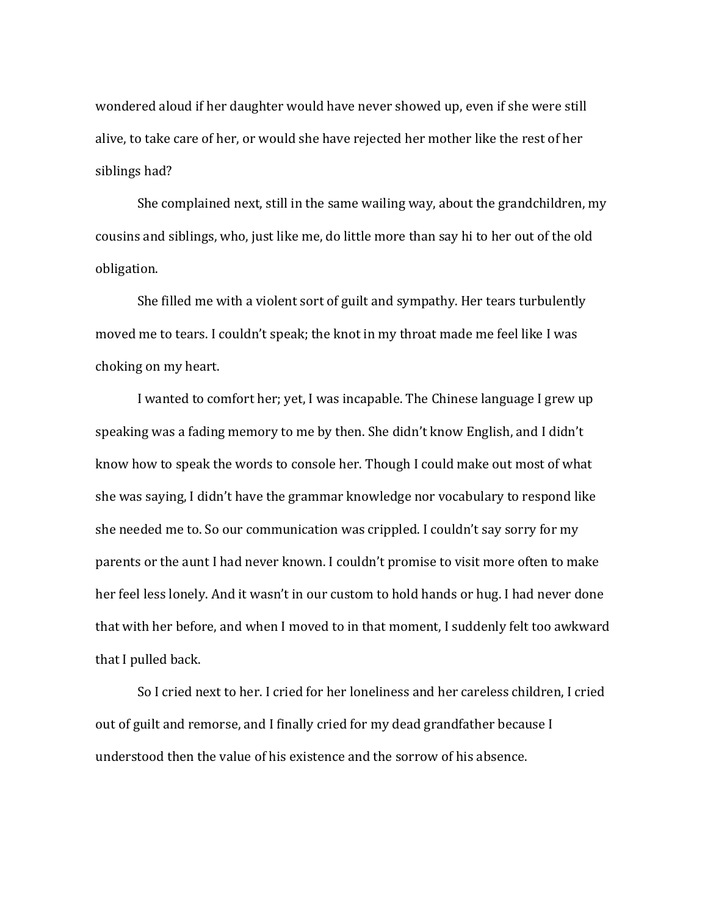wondered aloud if her daughter would have never showed up, even if she were still alive, to take care of her, or would she have rejected her mother like the rest of her siblings had?

She complained next, still in the same wailing way, about the grandchildren, my cousins and siblings, who, just like me, do little more than say hi to her out of the old obligation.

She filled me with a violent sort of guilt and sympathy. Her tears turbulently moved me to tears. I couldn't speak; the knot in my throat made me feel like I was choking on my heart.

I wanted to comfort her; yet, I was incapable. The Chinese language I grew up speaking was a fading memory to me by then. She didn't know English, and I didn't know how to speak the words to console her. Though I could make out most of what she was saying, I didn't have the grammar knowledge nor vocabulary to respond like she needed me to. So our communication was crippled. I couldn't say sorry for my parents or the aunt I had never known. I couldn't promise to visit more often to make her feel less lonely. And it wasn't in our custom to hold hands or hug. I had never done that with her before, and when I moved to in that moment, I suddenly felt too awkward that I pulled back.

So I cried next to her. I cried for her loneliness and her careless children, I cried out of guilt and remorse, and I finally cried for my dead grandfather because I understood then the value of his existence and the sorrow of his absence.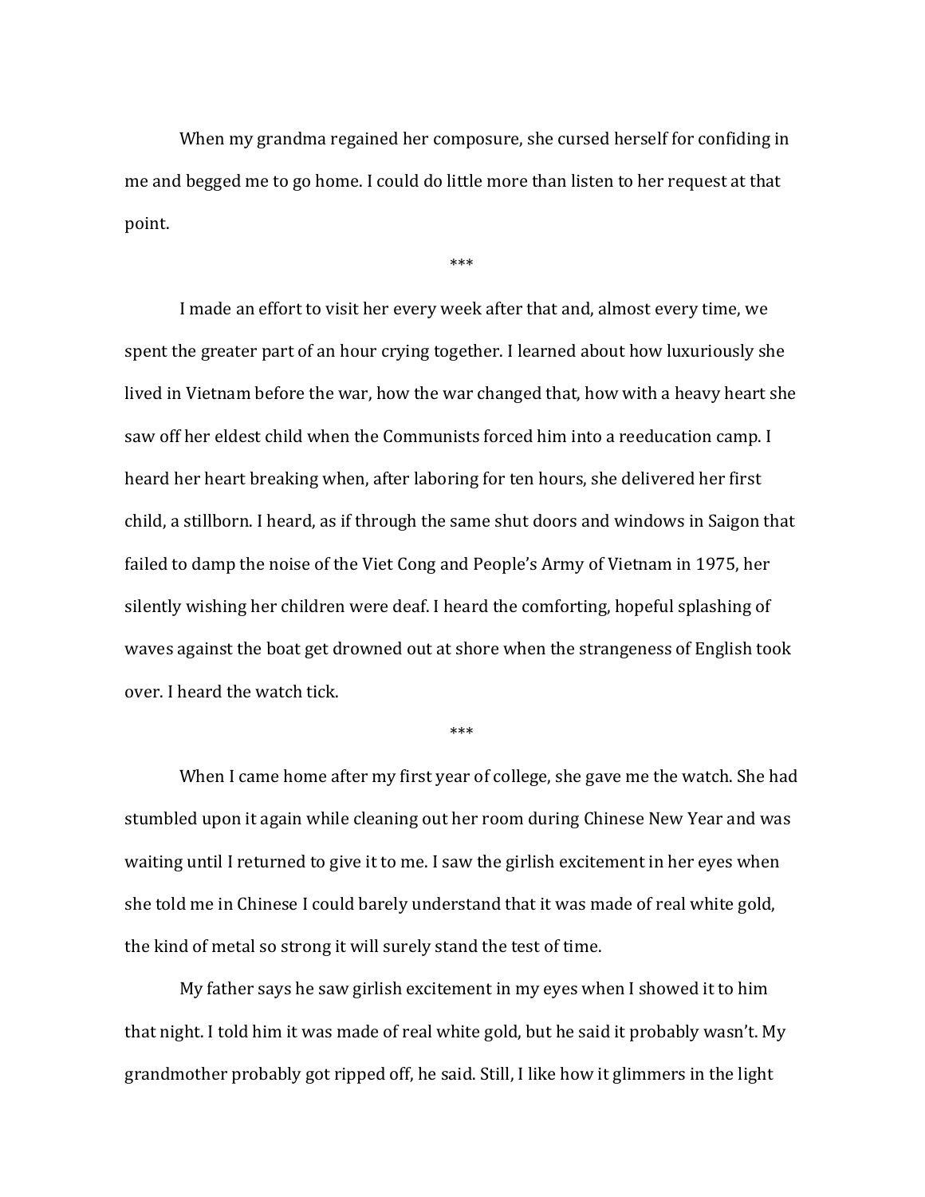When my grandma regained her composure, she cursed herself for confiding in me and begged me to go home. I could do little more than listen to her request at that point.

***

I made an effort to visit her every week after that and, almost every time, we spent the greater part of an hour crying together. I learned about how luxuriously she lived in Vietnam before the war, how the war changed that, how with a heavy heart she saw off her eldest child when the Communists forced him into a reeducation camp. I heard her heart breaking when, after laboring for ten hours, she delivered her first child, a stillborn. I heard, as if through the same shut doors and windows in Saigon that failed to damp the noise of the Viet Cong and People's Army of Vietnam in 1975, her silently wishing her children were deaf. I heard the comforting, hopeful splashing of waves against the boat get drowned out at shore when the strangeness of English took over. I heard the watch tick.

***

When I came home after my first year of college, she gave me the watch. She had stumbled upon it again while cleaning out her room during Chinese New Year and was waiting until I returned to give it to me. I saw the girlish excitement in her eyes when she told me in Chinese I could barely understand that it was made of real white gold, the kind of metal so strong it will surely stand the test of time.

My father says he saw girlish excitement in my eyes when I showed it to him that night. I told him it was made of real white gold, but he said it probably wasn't. My grandmother probably got ripped off, he said. Still, I like how it glimmers in the light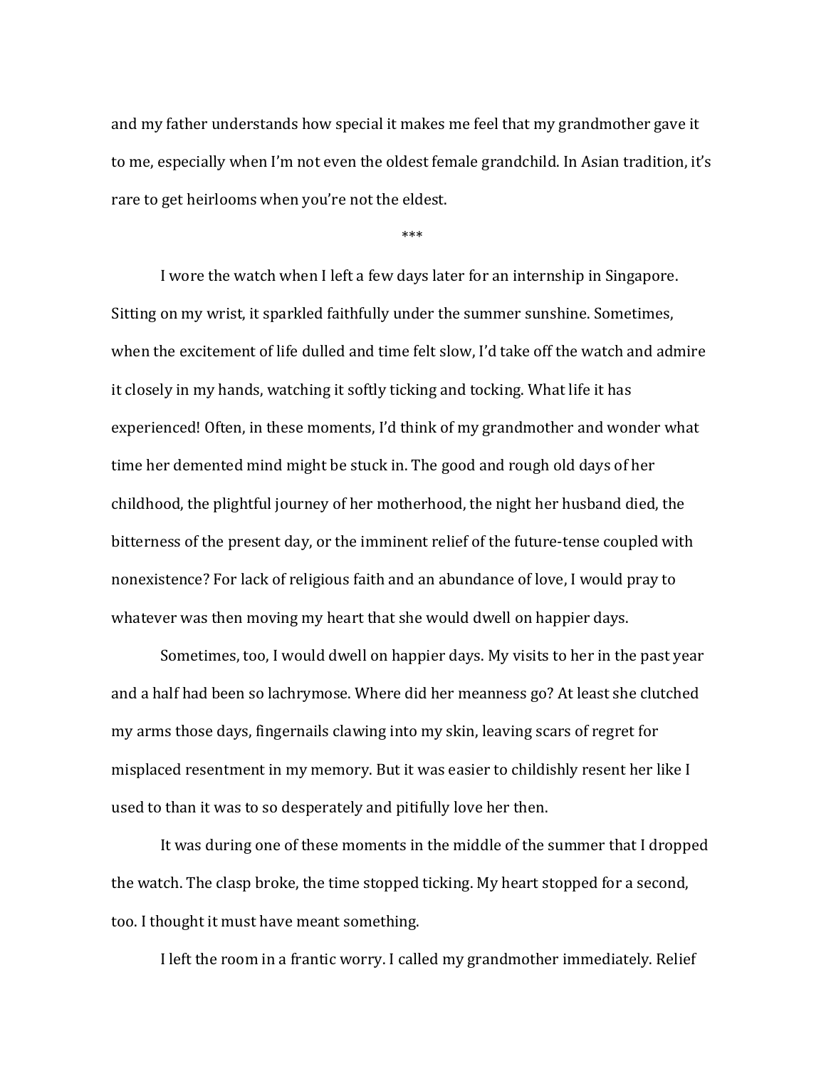and my father understands how special it makes me feel that my grandmother gave it to me, especially when I'm not even the oldest female grandchild. In Asian tradition, it's rare to get heirlooms when you're not the eldest.

***

I wore the watch when I left a few days later for an internship in Singapore. Sitting on my wrist, it sparkled faithfully under the summer sunshine. Sometimes, when the excitement of life dulled and time felt slow, I'd take off the watch and admire it closely in my hands, watching it softly ticking and tocking. What life it has experienced! Often, in these moments, I'd think of my grandmother and wonder what time her demented mind might be stuck in. The good and rough old days of her childhood, the plightful journey of her motherhood, the night her husband died, the bitterness of the present day, or the imminent relief of the future-tense coupled with nonexistence? For lack of religious faith and an abundance of love, I would pray to whatever was then moving my heart that she would dwell on happier days.

Sometimes, too, I would dwell on happier days. My visits to her in the past year and a half had been so lachrymose. Where did her meanness go? At least she clutched my arms those days, fingernails clawing into my skin, leaving scars of regret for misplaced resentment in my memory. But it was easier to childishly resent her like I used to than it was to so desperately and pitifully love her then.

It was during one of these moments in the middle of the summer that I dropped the watch. The clasp broke, the time stopped ticking. My heart stopped for a second, too. I thought it must have meant something.

I left the room in a frantic worry. I called my grandmother immediately. Relief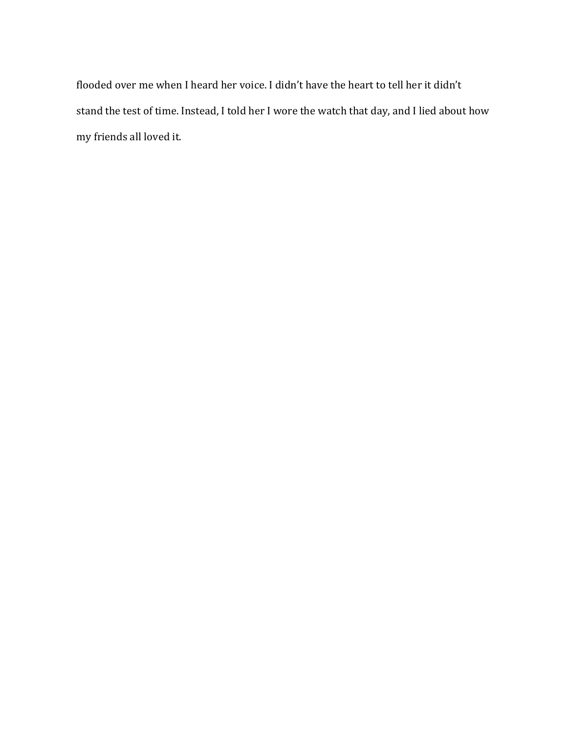flooded over me when I heard her voice. I didn't have the heart to tell her it didn't stand the test of time. Instead, I told her I wore the watch that day, and I lied about how my friends all loved it.